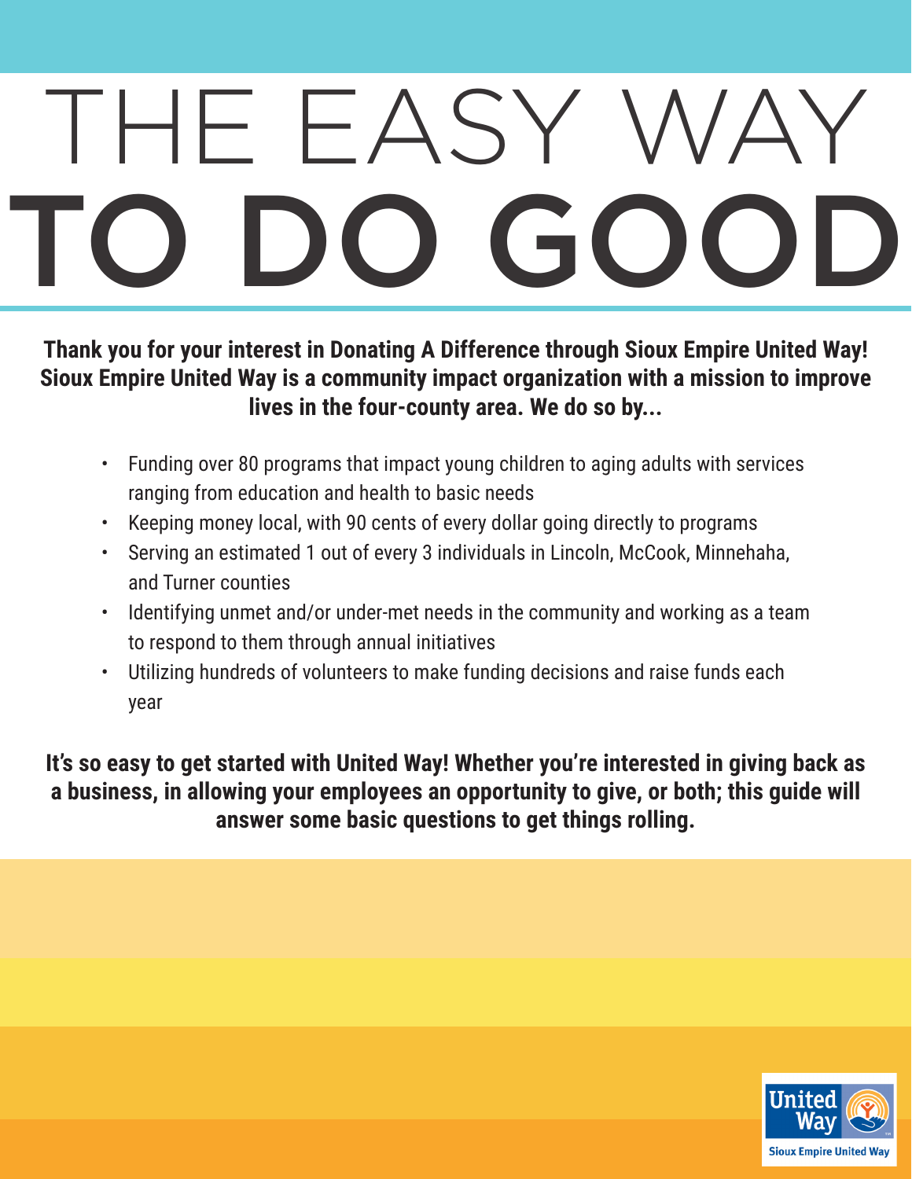# THE EASY WAY TO DO GOOD

**Thank you for your interest in Donating A Difference through Sioux Empire United Way! Sioux Empire United Way is a community impact organization with a mission to improve lives in the four-county area. We do so by...**

- Funding over 80 programs that impact young children to aging adults with services ranging from education and health to basic needs
- Keeping money local, with 90 cents of every dollar going directly to programs
- Serving an estimated 1 out of every 3 individuals in Lincoln, McCook, Minnehaha, and Turner counties
- Identifying unmet and/or under-met needs in the community and working as a team to respond to them through annual initiatives
- Utilizing hundreds of volunteers to make funding decisions and raise funds each year

**It's so easy to get started with United Way! Whether you're interested in giving back as a business, in allowing your employees an opportunity to give, or both; this guide will answer some basic questions to get things rolling.**

United Way
Sioux Empire United Way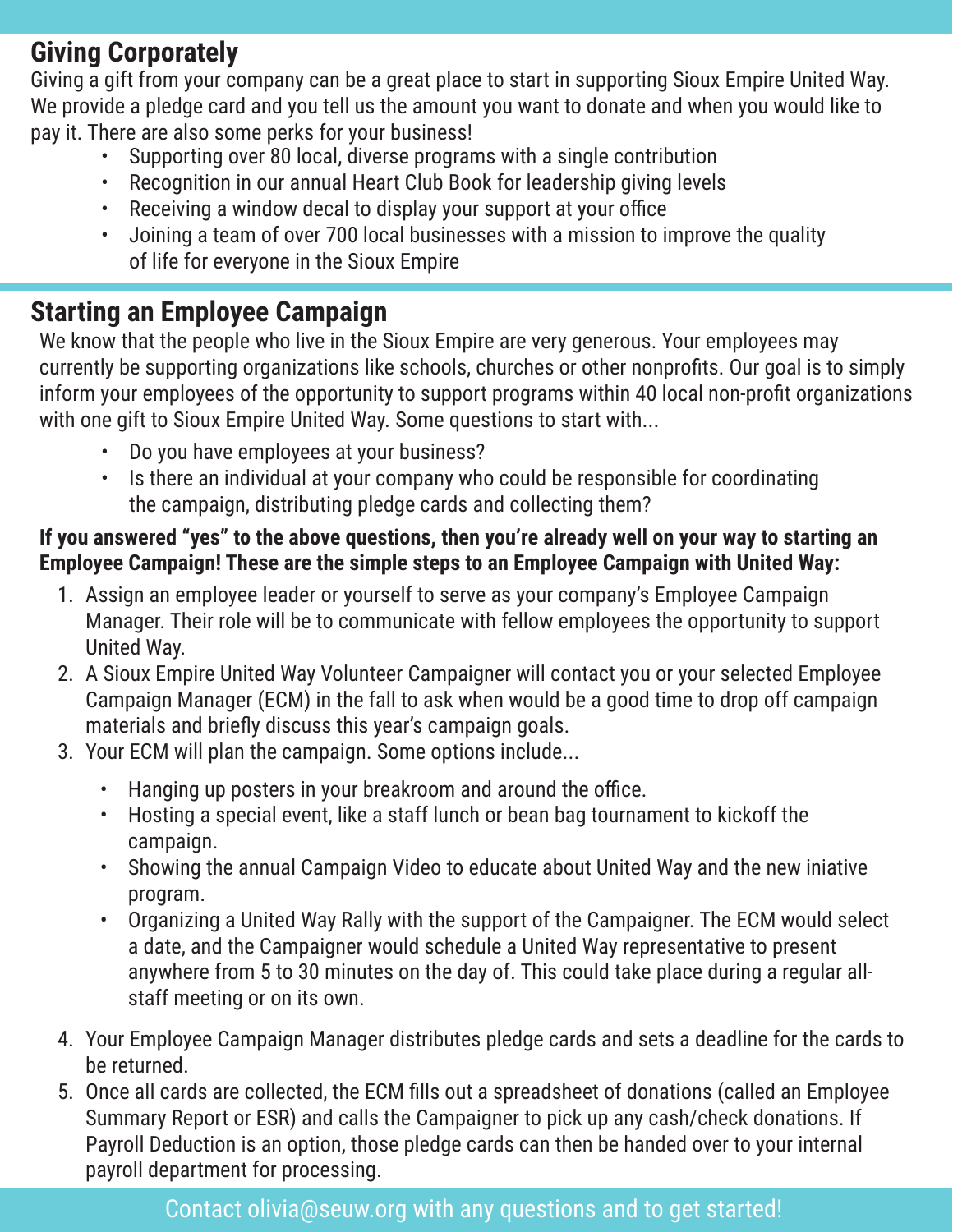## Giving Corporately

Giving a gift from your company can be a great place to start in supporting Sioux Empire United Way. We provide a pledge card and you tell us the amount you want to donate and when you would like to pay it. There are also some perks for your business!

- Supporting over 80 local, diverse programs with a single contribution
- Recognition in our annual Heart Club Book for leadership giving levels
- Receiving a window decal to display your support at your office
- Joining a team of over 700 local businesses with a mission to improve the quality of life for everyone in the Sioux Empire

## Starting an Employee Campaign

We know that the people who live in the Sioux Empire are very generous. Your employees may currently be supporting organizations like schools, churches or other nonprofits. Our goal is to simply inform your employees of the opportunity to support programs within 40 local non-profit organizations with one gift to Sioux Empire United Way. Some questions to start with...

- Do you have employees at your business?
- Is there an individual at your company who could be responsible for coordinating the campaign, distributing pledge cards and collecting them?

**If you answered "yes" to the above questions, then you're already well on your way to starting an Employee Campaign! These are the simple steps to an Employee Campaign with United Way:**

1. Assign an employee leader or yourself to serve as your company's Employee Campaign Manager. Their role will be to communicate with fellow employees the opportunity to support United Way.
2. A Sioux Empire United Way Volunteer Campaigner will contact you or your selected Employee Campaign Manager (ECM) in the fall to ask when would be a good time to drop off campaign materials and briefly discuss this year's campaign goals.
3. Your ECM will plan the campaign. Some options include...
   - Hanging up posters in your breakroom and around the office.
   - Hosting a special event, like a staff lunch or bean bag tournament to kickoff the campaign.
   - Showing the annual Campaign Video to educate about United Way and the new iniative program.
   - Organizing a United Way Rally with the support of the Campaigner. The ECM would select a date, and the Campaigner would schedule a United Way representative to present anywhere from 5 to 30 minutes on the day of. This could take place during a regular all-staff meeting or on its own.
4. Your Employee Campaign Manager distributes pledge cards and sets a deadline for the cards to be returned.
5. Once all cards are collected, the ECM fills out a spreadsheet of donations (called an Employee Summary Report or ESR) and calls the Campaigner to pick up any cash/check donations. If Payroll Deduction is an option, those pledge cards can then be handed over to your internal payroll department for processing.

Contact olivia@seuw.org with any questions and to get started!